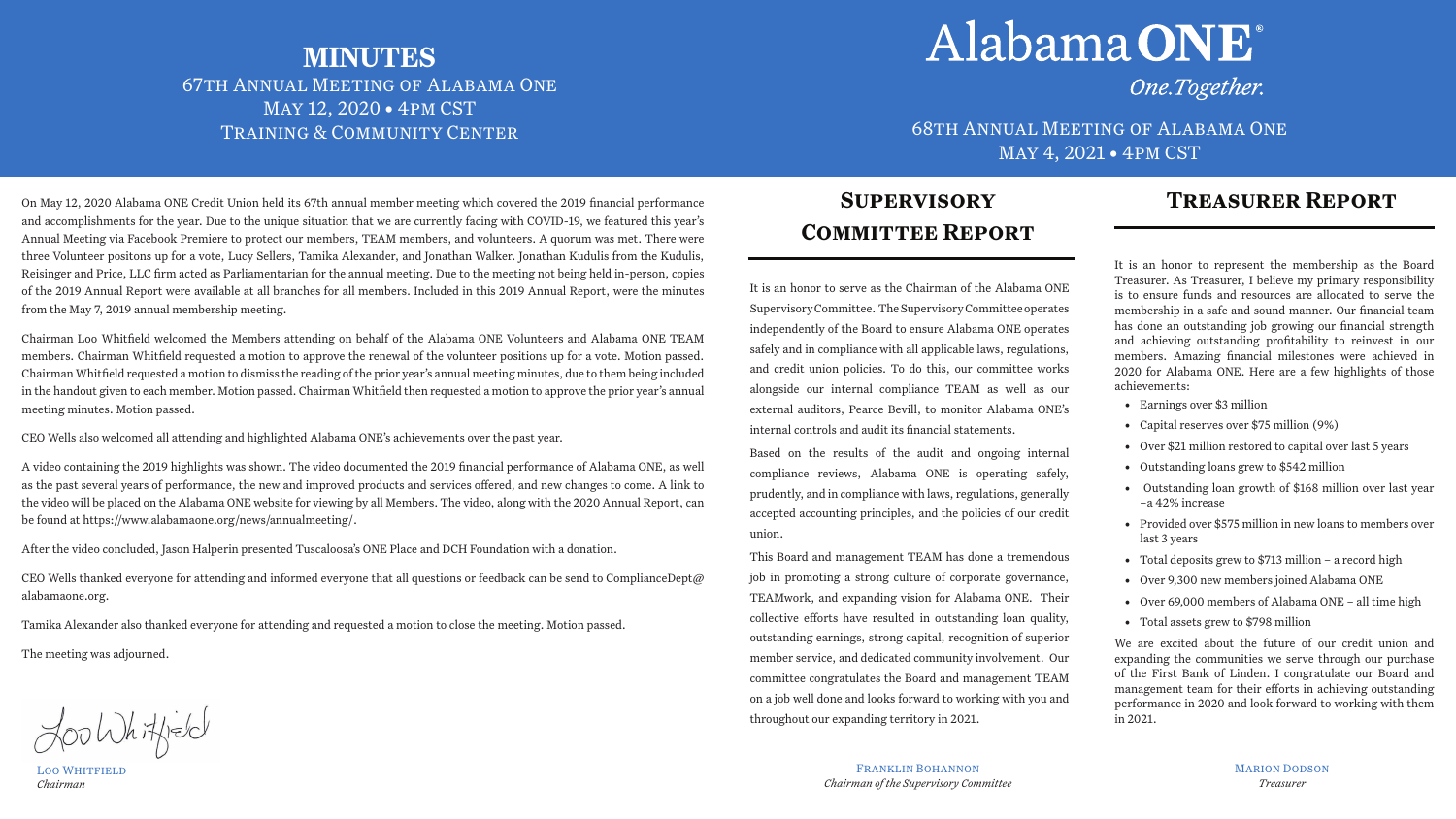# MINUTES

## 67th Annual Meeting of Alabama One
May 12, 2020 • 4PM CST
Training & Community Center

On May 12, 2020 Alabama ONE Credit Union held its 67th annual member meeting which covered the 2019 financial performance and accomplishments for the year. Due to the unique situation that we are currently facing with COVID-19, we featured this year's Annual Meeting via Facebook Premiere to protect our members, TEAM members, and volunteers. A quorum was met. There were three Volunteer positons up for a vote, Lucy Sellers, Tamika Alexander, and Jonathan Walker. Jonathan Kudulis from the Kudulis, Reisinger and Price, LLC firm acted as Parliamentarian for the annual meeting. Due to the meeting not being held in-person, copies of the 2019 Annual Report were available at all branches for all members. Included in this 2019 Annual Report, were the minutes from the May 7, 2019 annual membership meeting.

Chairman Loo Whitfield welcomed the Members attending on behalf of the Alabama ONE Volunteers and Alabama ONE TEAM members. Chairman Whitfield requested a motion to approve the renewal of the volunteer positions up for a vote. Motion passed. Chairman Whitfield requested a motion to dismiss the reading of the prior year's annual meeting minutes, due to them being included in the handout given to each member. Motion passed. Chairman Whitfield then requested a motion to approve the prior year's annual meeting minutes. Motion passed.

CEO Wells also welcomed all attending and highlighted Alabama ONE's achievements over the past year.

A video containing the 2019 highlights was shown. The video documented the 2019 financial performance of Alabama ONE, as well as the past several years of performance, the new and improved products and services offered, and new changes to come. A link to the video will be placed on the Alabama ONE website for viewing by all Members. The video, along with the 2020 Annual Report, can be found at https://www.alabamaone.org/news/annualmeeting/.

After the video concluded, Jason Halperin presented Tuscaloosa's ONE Place and DCH Foundation with a donation.

CEO Wells thanked everyone for attending and informed everyone that all questions or feedback can be send to ComplianceDept@alabamaone.org.

Tamika Alexander also thanked everyone for attending and requested a motion to close the meeting. Motion passed.

The meeting was adjourned.

Loo Whitfield
*Chairman*

# Alabama ONE®

*One.Together.*

## 68th Annual Meeting of Alabama One
May 4, 2021 • 4PM CST

## Supervisory Committee Report

It is an honor to serve as the Chairman of the Alabama ONE Supervisory Committee. The Supervisory Committee operates independently of the Board to ensure Alabama ONE operates safely and in compliance with all applicable laws, regulations, and credit union policies. To do this, our committee works alongside our internal compliance TEAM as well as our external auditors, Pearce Bevill, to monitor Alabama ONE's internal controls and audit its financial statements.

Based on the results of the audit and ongoing internal compliance reviews, Alabama ONE is operating safely, prudently, and in compliance with laws, regulations, generally accepted accounting principles, and the policies of our credit union.

This Board and management TEAM has done a tremendous job in promoting a strong culture of corporate governance, TEAMwork, and expanding vision for Alabama ONE. Their collective efforts have resulted in outstanding loan quality, outstanding earnings, strong capital, recognition of superior member service, and dedicated community involvement. Our committee congratulates the Board and management TEAM on a job well done and looks forward to working with you and throughout our expanding territory in 2021.

Franklin Bohannon
*Chairman of the Supervisory Committee*

## Treasurer Report

It is an honor to represent the membership as the Board Treasurer. As Treasurer, I believe my primary responsibility is to ensure funds and resources are allocated to serve the membership in a safe and sound manner. Our financial team has done an outstanding job growing our financial strength and achieving outstanding profitability to reinvest in our members. Amazing financial milestones were achieved in 2020 for Alabama ONE. Here are a few highlights of those achievements:

- Earnings over $3 million
- Capital reserves over $75 million (9%)
- Over $21 million restored to capital over last 5 years
- Outstanding loans grew to $542 million
- Outstanding loan growth of $168 million over last year –a 42% increase
- Provided over $575 million in new loans to members over last 3 years
- Total deposits grew to $713 million – a record high
- Over 9,300 new members joined Alabama ONE
- Over 69,000 members of Alabama ONE – all time high
- Total assets grew to $798 million

We are excited about the future of our credit union and expanding the communities we serve through our purchase of the First Bank of Linden. I congratulate our Board and management team for their efforts in achieving outstanding performance in 2020 and look forward to working with them in 2021.

Marion Dodson
*Treasurer*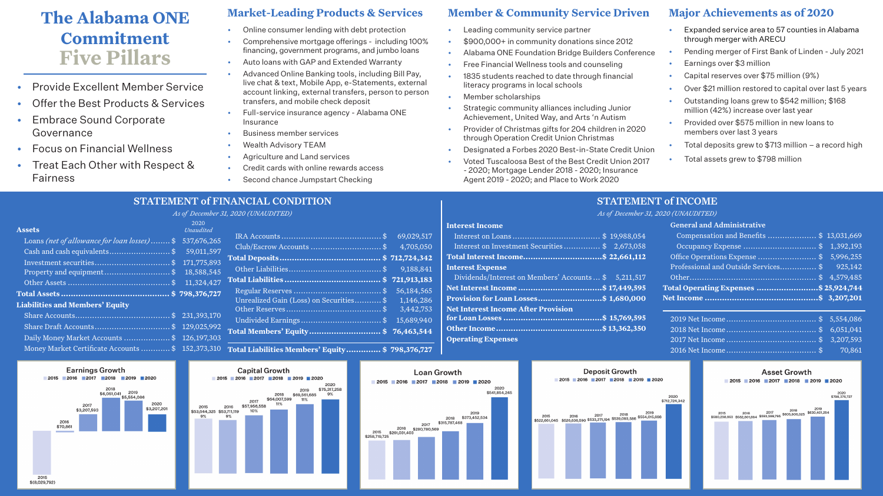# The Alabama ONE Commitment Five Pillars

- Provide Excellent Member Service
- Offer the Best Products & Services
- Embrace Sound Corporate Governance
- Focus on Financial Wellness
- Treat Each Other with Respect & Fairness

## Market-Leading Products & Services

- Online consumer lending with debt protection
- Comprehensive mortgage offerings - including 100% financing, government programs, and jumbo loans
- Auto loans with GAP and Extended Warranty
- Advanced Online Banking tools, including Bill Pay, live chat & text, Mobile App, e-Statements, external account linking, external transfers, person to person transfers, and mobile check deposit
- Full-service insurance agency - Alabama ONE Insurance
- Business member services
- Wealth Advisory TEAM
- Agriculture and Land services
- Credit cards with online rewards access
- Second chance Jumpstart Checking

## Member & Community Service Driven

- Leading community service partner
- $900,000+ in community donations since 2012
- Alabama ONE Foundation Bridge Builders Conference
- Free Financial Wellness tools and counseling
- 1835 students reached to date through financial literacy programs in local schools
- Member scholarships
- Strategic community alliances including Junior Achievement, United Way, and Arts 'n Autism
- Provider of Christmas gifts for 204 children in 2020 through Operation Credit Union Christmas
- Designated a Forbes 2020 Best-in-State Credit Union
- Voted Tuscaloosa Best of the Best Credit Union 2017 - 2020; Mortgage Lender 2018 - 2020; Insurance Agent 2019 - 2020; and Place to Work 2020

## Major Achievements as of 2020

- Expanded service area to 57 counties in Alabama through merger with ARECU
- Pending merger of First Bank of Linden - July 2021
- Earnings over $3 million
- Capital reserves over $75 million (9%)
- Over $21 million restored to capital over last 5 years
- Outstanding loans grew to $542 million; $168 million (42%) increase over last year
- Provided over $575 million in new loans to members over last 3 years
- Total deposits grew to $713 million – a record high
- Total assets grew to $798 million

## STATEMENT of FINANCIAL CONDITION

*As of December 31, 2020 (UNAUDITED)*

| Assets | 2020 *Unaudited* |
|---|---|
| Loans (*net of allowance for loan losses*) | $ 537,676,265 |
| Cash and cash equivalents | $ 59,011,597 |
| Investment securities | $ 171,775,893 |
| Property and equipment | $ 18,588,545 |
| Other Assets | $ 11,324,427 |
| **Total Assets** | **$ 798,376,727** |
| **Liabilities and Members' Equity** | |
| Share Accounts | $ 231,393,170 |
| Share Draft Accounts | $ 129,025,992 |
| Daily Money Market Accounts | $ 126,197,303 |
| Money Market Certificate Accounts | $ 152,373,310 |
| IRA Accounts | $ 69,029,517 |
| Club/Escrow Accounts | $ 4,705,050 |
| **Total Deposits** | **$ 712,724,342** |
| Other Liabilities | $ 9,188,841 |
| **Total Liabilities** | **$ 721,913,183** |
| Regular Reserves | $ 56,184,565 |
| Unrealized Gain (Loss) on Securities | $ 1,146,286 |
| Other Reserves | $ 3,442,753 |
| Undivided Earnings | $ 15,689,940 |
| **Total Members' Equity** | **$ 76,463,544** |
| **Total Liabilities Members' Equity** | **$ 798,376,727** |

## STATEMENT of INCOME

*As of December 31, 2020 (UNAUDITED)*

| | |
|---|---|
| **Interest Income** | |
| Interest on Loans | $ 19,988,054 |
| Interest on Investment Securities | $ 2,673,058 |
| **Total Interest Income** | **$ 22,661,112** |
| **Interest Expense** | |
| Dividends/Interest on Members' Accounts | $ 5,211,517 |
| **Net Interest Income** | **$ 17,449,595** |
| **Provision for Loan Losses** | **$ 1,680,000** |
| **Net Interest Income After Provision for Loan Losses** | **$ 15,769,595** |
| **Other Income** | **$ 13,362,350** |
| **Operating Expenses** | |
| **General and Administrative** | |
| Compensation and Benefits | $ 13,031,669 |
| Occupancy Expense | $ 1,392,193 |
| Office Operations Expense | $ 5,996,255 |
| Professional and Outside Services | $ 925,142 |
| Other | $ 4,579,485 |
| **Total Operating Expenses** | **$ 25,924,744** |
| **Net Income** | **$ 3,207,201** |
| 2019 Net Income | $ 5,554,086 |
| 2018 Net Income | $ 6,051,041 |
| 2017 Net Income | $ 3,207,593 |
| 2016 Net Income | $ 70,861 |

**Earnings Growth**
2015 2016 2017 2018 2019 2020
2015 $(8,029,792)
2016 $70,861
2017 $3,207,593
2018 $6,051,041
2019 $5,554,086
2020 $3,207,201

**Capital Growth**
2015 2016 2017 2018 2019 2020
2015 $53,644,325 9%
2016 $53,711,119 9%
2017 $57,956,558 10%
2018 $64,007,599 11%
2019 $69,561,685 11%
2020 $75,317,258 9%

**Loan Growth**
2015 2016 2017 2018 2019 2020
2015 $258,719,725
2016 $261,031,403
2017 $280,780,569
2018 $315,787,468
2019 $373,452,534
2020 $541,854,245

**Deposit Growth**
2015 2016 2017 2018 2019 2020
2015 $522,661,045
2016 $526,636,590
2017 $533,271,194
2018 $539,093,386
2019 $554,015,998
2020 $712,724,342

**Asset Growth**
2015 2016 2017 2018 2019 2020
2015 $580,238,863
2016 $582,801,884
2017 $593,599,795
2018 $605,806,025
2019 $630,401,254
2020 $798,376,727